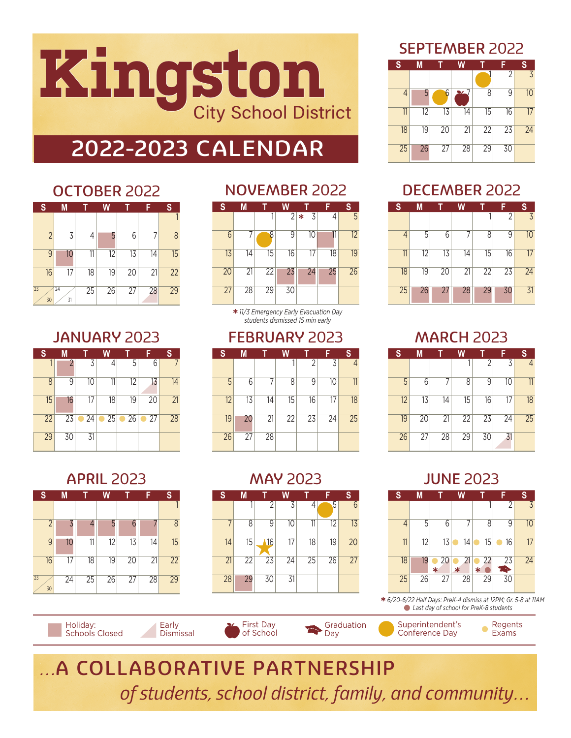# Kingston

## City School District

## 2022-2023 CALENDAR

### SEPTEMBER 2022

| S | M | T | W | T | F | S |
|---|---|---|---|---|---|---|
| | | | | 1 | 2 | 3 |
| 4 | 5 | 6 | 7 | 8 | 9 | 10 |
| 11 | 12 | 13 | 14 | 15 | 16 | 17 |
| 18 | 19 | 20 | 21 | 22 | 23 | 24 |
| 25 | 26 | 27 | 28 | 29 | 30 | |

### OCTOBER 2022

| S | M | T | W | T | F | S |
|---|---|---|---|---|---|---|
| | | | | | | 1 |
| 2 | 3 | 4 | 5 | 6 | 7 | 8 |
| 9 | 10 | 11 | 12 | 13 | 14 | 15 |
| 16 | 17 | 18 | 19 | 20 | 21 | 22 |
| 23/30 | 24/31 | 25 | 26 | 27 | 28 | 29 |

### NOVEMBER 2022

| S | M | T | W | T | F | S |
|---|---|---|---|---|---|---|
| | | 1 | 2 | * 3 | 4 | 5 |
| 6 | 7 | 8 | 9 | 10 | 11 | 12 |
| 13 | 14 | 15 | 16 | 17 | 18 | 19 |
| 20 | 21 | 22 | 23 | 24 | 25 | 26 |
| 27 | 28 | 29 | 30 | | | |

*\* 11/3 Emergency Early Evacuation Day students dismissed 15 min early*

### DECEMBER 2022

| S | M | T | W | T | F | S |
|---|---|---|---|---|---|---|
| | | | | 1 | 2 | 3 |
| 4 | 5 | 6 | 7 | 8 | 9 | 10 |
| 11 | 12 | 13 | 14 | 15 | 16 | 17 |
| 18 | 19 | 20 | 21 | 22 | 23 | 24 |
| 25 | 26 | 27 | 28 | 29 | 30 | 31 |

### JANUARY 2023

| S | M | T | W | T | F | S |
|---|---|---|---|---|---|---|
| 1 | 2 | 3 | 4 | 5 | 6 | 7 |
| 8 | 9 | 10 | 11 | 12 | 13 | 14 |
| 15 | 16 | 17 | 18 | 19 | 20 | 21 |
| 22 | 23 | 24 | 25 | 26 | 27 | 28 |
| 29 | 30 | 31 | | | | |

### FEBRUARY 2023

| S | M | T | W | T | F | S |
|---|---|---|---|---|---|---|
| | | | 1 | 2 | 3 | 4 |
| 5 | 6 | 7 | 8 | 9 | 10 | 11 |
| 12 | 13 | 14 | 15 | 16 | 17 | 18 |
| 19 | 20 | 21 | 22 | 23 | 24 | 25 |
| 26 | 27 | 28 | | | | |

### MARCH 2023

| S | M | T | W | T | F | S |
|---|---|---|---|---|---|---|
| | | | 1 | 2 | 3 | 4 |
| 5 | 6 | 7 | 8 | 9 | 10 | 11 |
| 12 | 13 | 14 | 15 | 16 | 17 | 18 |
| 19 | 20 | 21 | 22 | 23 | 24 | 25 |
| 26 | 27 | 28 | 29 | 30 | 31 | |

### APRIL 2023

| S | M | T | W | T | F | S |
|---|---|---|---|---|---|---|
| | | | | | | 1 |
| 2 | 3 | 4 | 5 | 6 | 7 | 8 |
| 9 | 10 | 11 | 12 | 13 | 14 | 15 |
| 16 | 17 | 18 | 19 | 20 | 21 | 22 |
| 23/30 | 24 | 25 | 26 | 27 | 28 | 29 |

### MAY 2023

| S | M | T | W | T | F | S |
|---|---|---|---|---|---|---|
| | 1 | 2 | 3 | 4 | 5 | 6 |
| 7 | 8 | 9 | 10 | 11 | 12 | 13 |
| 14 | 15 | 16 | 17 | 18 | 19 | 20 |
| 21 | 22 | 23 | 24 | 25 | 26 | 27 |
| 28 | 29 | 30 | 31 | | | |

### JUNE 2023

| S | M | T | W | T | F | S |
|---|---|---|---|---|---|---|
| | | | | 1 | 2 | 3 |
| 4 | 5 | 6 | 7 | 8 | 9 | 10 |
| 11 | 12 | 13 | 14 | 15 | 16 | 17 |
| 18 | 19 | 20 * | 21 * | 22 * | 23 | 24 |
| 25 | 26 | 27 | 28 | 29 | 30 | |

*\* 6/20-6/22 Half Days: PreK-4 dismiss at 12PM; Gr. 5-8 at 11AM*
*● Last day of school for PreK-8 students*

Holiday: Schools Closed | Early Dismissal | First Day of School | Graduation Day | Superintendent's Conference Day | Regents Exams

**...A COLLABORATIVE PARTNERSHIP**
*of students, school district, family, and community...*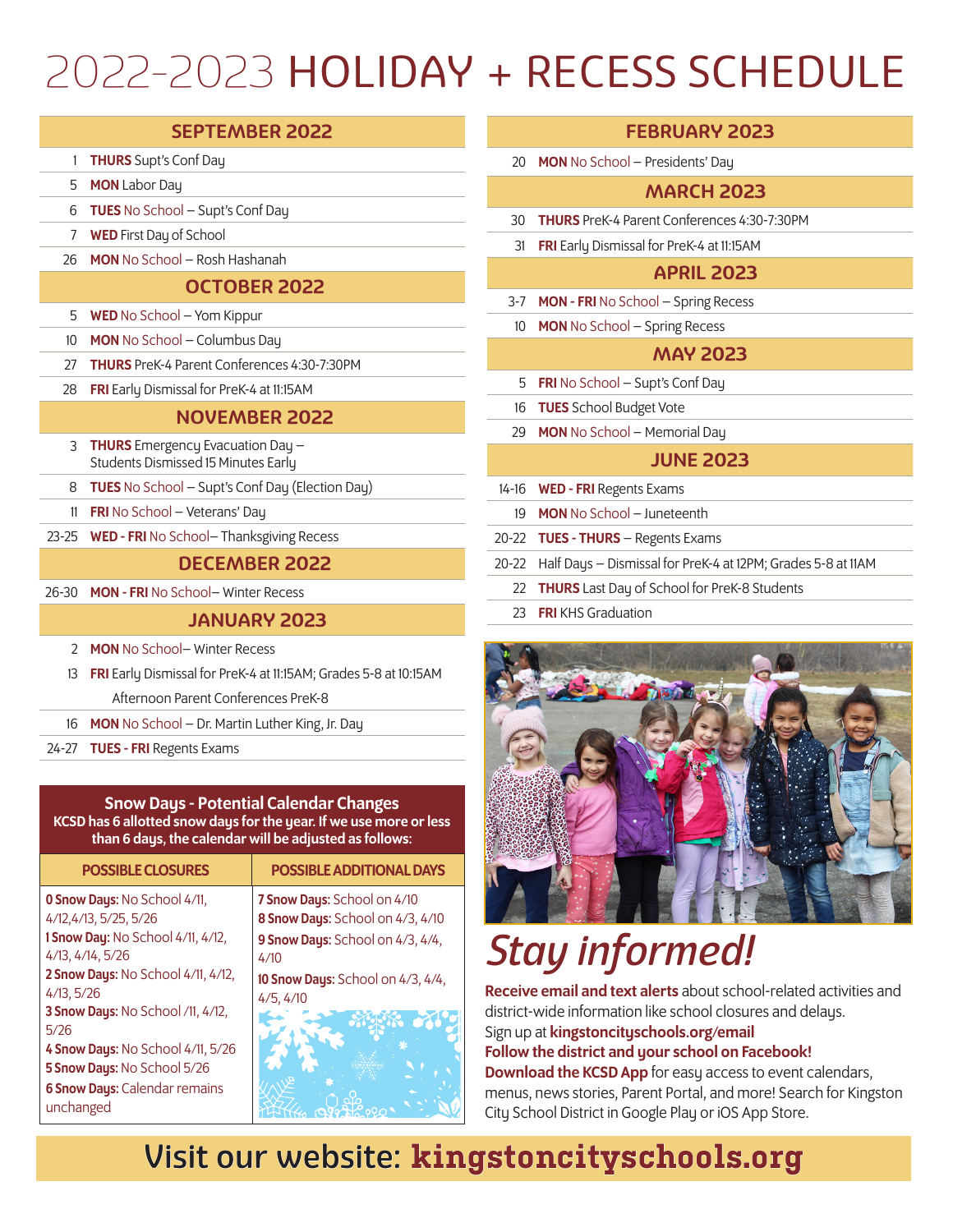# 2022-2023 HOLIDAY + RECESS SCHEDULE

## SEPTEMBER 2022

| | |
|---|---|
| 1 | **THURS** Supt's Conf Day |
| 5 | **MON** Labor Day |
| 6 | **TUES** No School – Supt's Conf Day |
| 7 | **WED** First Day of School |
| 26 | **MON** No School – Rosh Hashanah |

## OCTOBER 2022

| | |
|---|---|
| 5 | **WED** No School – Yom Kippur |
| 10 | **MON** No School – Columbus Day |
| 27 | **THURS** PreK-4 Parent Conferences 4:30-7:30PM |
| 28 | **FRI** Early Dismissal for PreK-4 at 11:15AM |

## NOVEMBER 2022

| | |
|---|---|
| 3 | **THURS** Emergency Evacuation Day – Students Dismissed 15 Minutes Early |
| 8 | **TUES** No School – Supt's Conf Day (Election Day) |
| 11 | **FRI** No School – Veterans' Day |
| 23-25 | **WED - FRI** No School– Thanksgiving Recess |

## DECEMBER 2022

| | |
|---|---|
| 26-30 | **MON - FRI** No School– Winter Recess |

## JANUARY 2023

| | |
|---|---|
| 2 | **MON** No School– Winter Recess |
| 13 | **FRI** Early Dismissal for PreK-4 at 11:15AM; Grades 5-8 at 10:15AM Afternoon Parent Conferences PreK-8 |
| 16 | **MON** No School – Dr. Martin Luther King, Jr. Day |
| 24-27 | **TUES - FRI** Regents Exams |

## FEBRUARY 2023

| | |
|---|---|
| 20 | **MON** No School – Presidents' Day |

## MARCH 2023

| | |
|---|---|
| 30 | **THURS** PreK-4 Parent Conferences 4:30-7:30PM |
| 31 | **FRI** Early Dismissal for PreK-4 at 11:15AM |

## APRIL 2023

| | |
|---|---|
| 3-7 | **MON - FRI** No School – Spring Recess |
| 10 | **MON** No School – Spring Recess |

## MAY 2023

| | |
|---|---|
| 5 | **FRI** No School – Supt's Conf Day |
| 16 | **TUES** School Budget Vote |
| 29 | **MON** No School – Memorial Day |

## JUNE 2023

| | |
|---|---|
| 14-16 | **WED - FRI** Regents Exams |
| 19 | **MON** No School – Juneteenth |
| 20-22 | **TUES - THURS** – Regents Exams |
| 20-22 | Half Days – Dismissal for PreK-4 at 12PM; Grades 5-8 at 11AM |
| 22 | **THURS** Last Day of School for PreK-8 Students |
| 23 | **FRI** KHS Graduation |

## Snow Days - Potential Calendar Changes

**KCSD has 6 allotted snow days for the year. If we use more or less than 6 days, the calendar will be adjusted as follows:**

| POSSIBLE CLOSURES | POSSIBLE ADDITIONAL DAYS |
|---|---|
| **0 Snow Days:** No School 4/11, 4/12,4/13, 5/25, 5/26 | **7 Snow Days:** School on 4/10 |
| **1 Snow Day:** No School 4/11, 4/12, 4/13, 4/14, 5/26 | **8 Snow Days:** School on 4/3, 4/10 |
| **2 Snow Days:** No School 4/11, 4/12, 4/13, 5/26 | **9 Snow Days:** School on 4/3, 4/4, 4/10 |
| **3 Snow Days:** No School /11, 4/12, 5/26 | **10 Snow Days:** School on 4/3, 4/4, 4/5, 4/10 |
| **4 Snow Days:** No School 4/11, 5/26 | |
| **5 Snow Days:** No School 5/26 | |
| **6 Snow Days:** Calendar remains unchanged | |

## *Stay informed!*

**Receive email and text alerts** about school-related activities and district-wide information like school closures and delays. Sign up at **kingstoncityschools.org/email**

**Follow the district and your school on Facebook!**

**Download the KCSD App** for easy access to event calendars, menus, news stories, Parent Portal, and more! Search for Kingston City School District in Google Play or iOS App Store.

Visit our website: **kingstoncityschools.org**